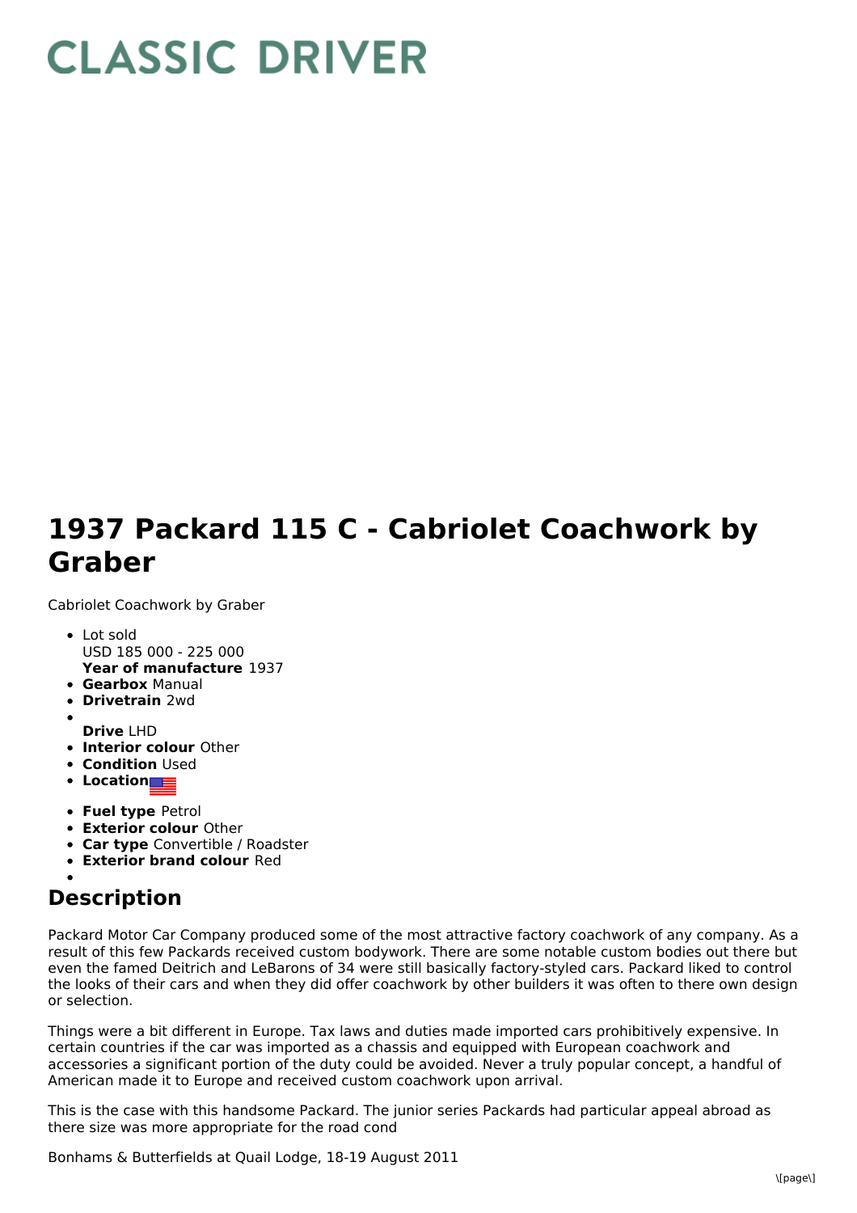# CLASSIC DRIVER

# 1937 Packard 115 C - Cabriolet Coachwork by Graber

Cabriolet Coachwork by Graber

- Lot sold
  USD 185 000 - 225 000
  **Year of manufacture** 1937
- **Gearbox** Manual
- **Drivetrain** 2wd
- **Drive** LHD
- **Interior colour** Other
- **Condition** Used
- **Location**
- **Fuel type** Petrol
- **Exterior colour** Other
- **Car type** Convertible / Roadster
- **Exterior brand colour** Red

## Description

Packard Motor Car Company produced some of the most attractive factory coachwork of any company. As a result of this few Packards received custom bodywork. There are some notable custom bodies out there but even the famed Deitrich and LeBarons of 34 were still basically factory-styled cars. Packard liked to control the looks of their cars and when they did offer coachwork by other builders it was often to there own design or selection.

Things were a bit different in Europe. Tax laws and duties made imported cars prohibitively expensive. In certain countries if the car was imported as a chassis and equipped with European coachwork and accessories a significant portion of the duty could be avoided. Never a truly popular concept, a handful of American made it to Europe and received custom coachwork upon arrival.

This is the case with this handsome Packard. The junior series Packards had particular appeal abroad as there size was more appropriate for the road cond

Bonhams & Butterfields at Quail Lodge, 18-19 August 2011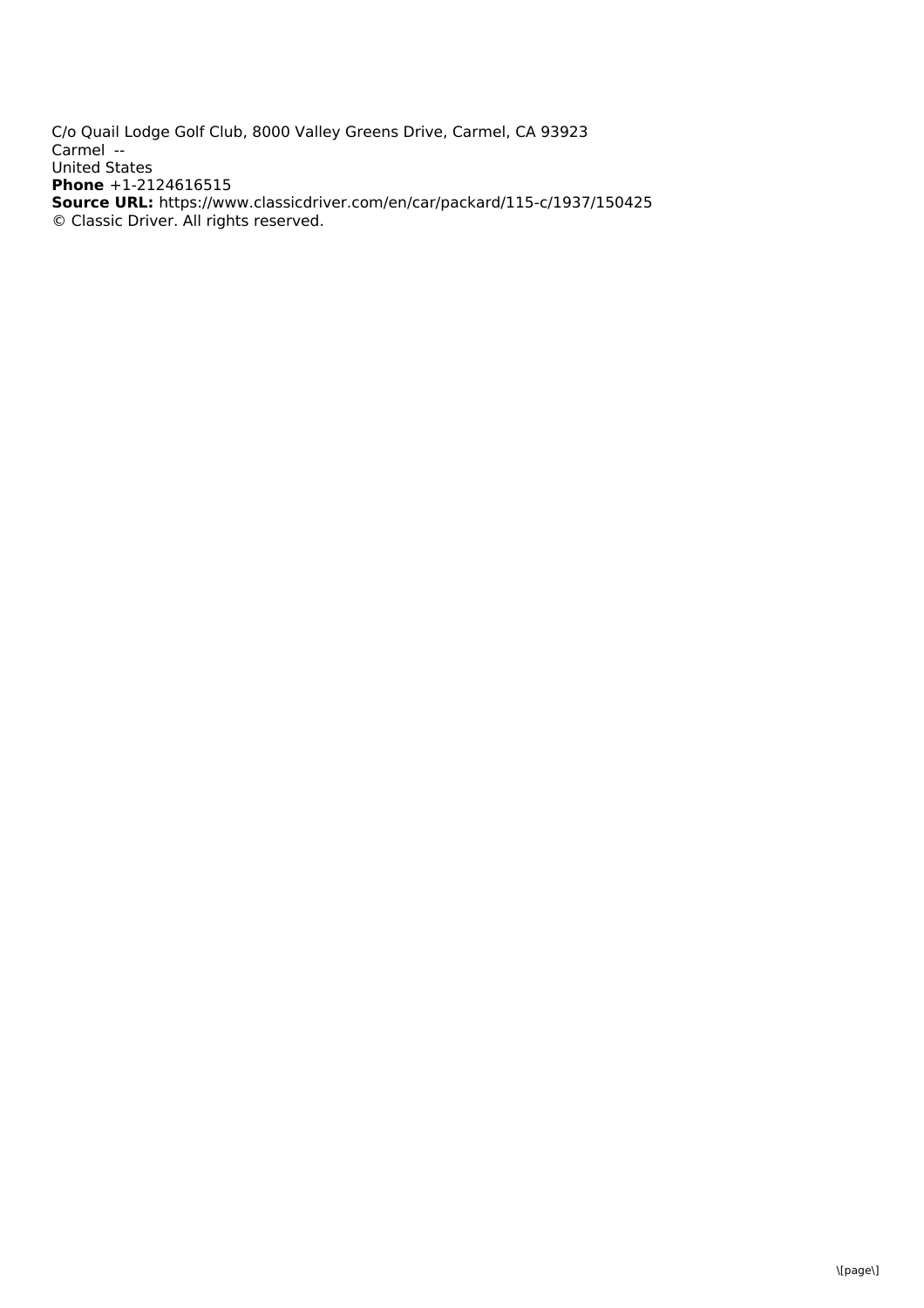C/o Quail Lodge Golf Club, 8000 Valley Greens Drive, Carmel, CA 93923
Carmel --
United States
**Phone** +1-2124616515
**Source URL:** https://www.classicdriver.com/en/car/packard/115-c/1937/150425
© Classic Driver. All rights reserved.